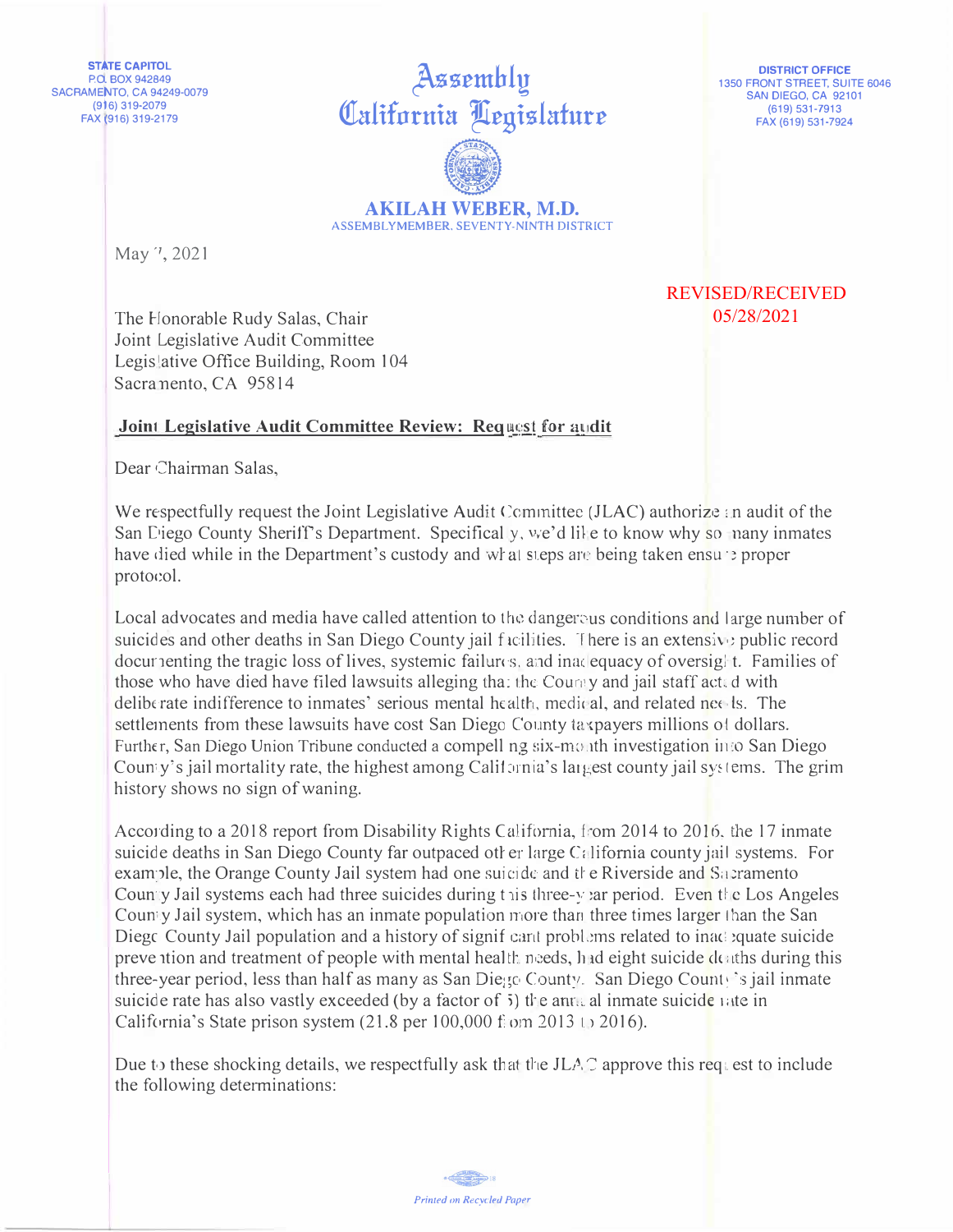STATE CAPITOL
P.O. BOX 942849
SACRAMENTO, CA 94249-0079
(916) 319-2079
FAX (916) 319-2179

# Assembly
# California Legislature

DISTRICT OFFICE
1350 FRONT STREET, SUITE 6046
SAN DIEGO, CA 92101
(619) 531-7913
FAX (619) 531-7924

**AKILAH WEBER, M.D.**
ASSEMBLYMEMBER, SEVENTY-NINTH DISTRICT

May 7, 2021

REVISED/RECEIVED
05/28/2021

The Honorable Rudy Salas, Chair
Joint Legislative Audit Committee
Legislative Office Building, Room 104
Sacramento, CA 95814

**Joint Legislative Audit Committee Review: Request for audit**

Dear Chairman Salas,

We respectfully request the Joint Legislative Audit Committee (JLAC) authorize an audit of the San Diego County Sheriff's Department. Specifically, we'd like to know why so many inmates have died while in the Department's custody and what steps are being taken ensure proper protocol.

Local advocates and media have called attention to the dangerous conditions and large number of suicides and other deaths in San Diego County jail facilities. There is an extensive public record documenting the tragic loss of lives, systemic failures, and inadequacy of oversight. Families of those who have died have filed lawsuits alleging that the County and jail staff acted with deliberate indifference to inmates' serious mental health, medical, and related needs. The settlements from these lawsuits have cost San Diego County taxpayers millions of dollars. Further, San Diego Union Tribune conducted a compelling six-month investigation into San Diego County's jail mortality rate, the highest among California's largest county jail systems. The grim history shows no sign of waning.

According to a 2018 report from Disability Rights California, from 2014 to 2016, the 17 inmate suicide deaths in San Diego County far outpaced other large California county jail systems. For example, the Orange County Jail system had one suicide and the Riverside and Sacramento County Jail systems each had three suicides during this three-year period. Even the Los Angeles County Jail system, which has an inmate population more than three times larger than the San Diego County Jail population and a history of significant problems related to inadequate suicide prevention and treatment of people with mental health needs, had eight suicide deaths during this three-year period, less than half as many as San Diego County. San Diego County's jail inmate suicide rate has also vastly exceeded (by a factor of 5) the annual inmate suicide rate in California's State prison system (21.8 per 100,000 from 2013 to 2016).

Due to these shocking details, we respectfully ask that the JLAC approve this request to include the following determinations:

*Printed on Recycled Paper*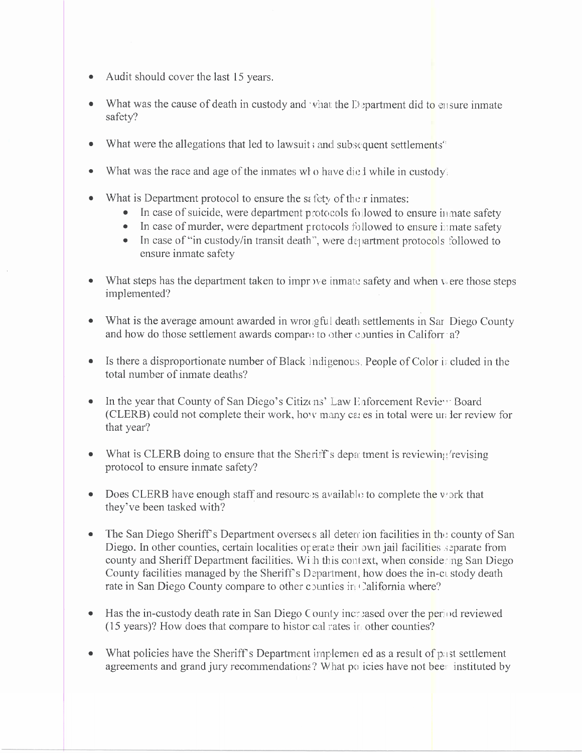- Audit should cover the last 15 years.
- What was the cause of death in custody and what the Department did to ensure inmate safety?
- What were the allegations that led to lawsuits and subsequent settlements?
- What was the race and age of the inmates who have died while in custody?
- What is Department protocol to ensure the safety of their inmates:
  - In case of suicide, were department protocols followed to ensure inmate safety
  - In case of murder, were department protocols followed to ensure inmate safety
  - In case of "in custody/in transit death", were department protocols followed to ensure inmate safety
- What steps has the department taken to improve inmate safety and when were those steps implemented?
- What is the average amount awarded in wrongful death settlements in San Diego County and how do those settlement awards compare to other counties in California?
- Is there a disproportionate number of Black Indigenous. People of Color included in the total number of inmate deaths?
- In the year that County of San Diego's Citizens' Law Enforcement Review Board (CLERB) could not complete their work, how many cases in total were under review for that year?
- What is CLERB doing to ensure that the Sheriff's department is reviewing/revising protocol to ensure inmate safety?
- Does CLERB have enough staff and resources available to complete the work that they've been tasked with?
- The San Diego Sheriff's Department oversees all detention facilities in the county of San Diego. In other counties, certain localities operate their own jail facilities separate from county and Sheriff Department facilities. With this context, when considering San Diego County facilities managed by the Sheriff's Department, how does the in-custody death rate in San Diego County compare to other counties in California where?
- Has the in-custody death rate in San Diego County increased over the period reviewed (15 years)? How does that compare to historical rates in other counties?
- What policies have the Sheriff's Department implemented as a result of past settlement agreements and grand jury recommendations? What policies have not been instituted by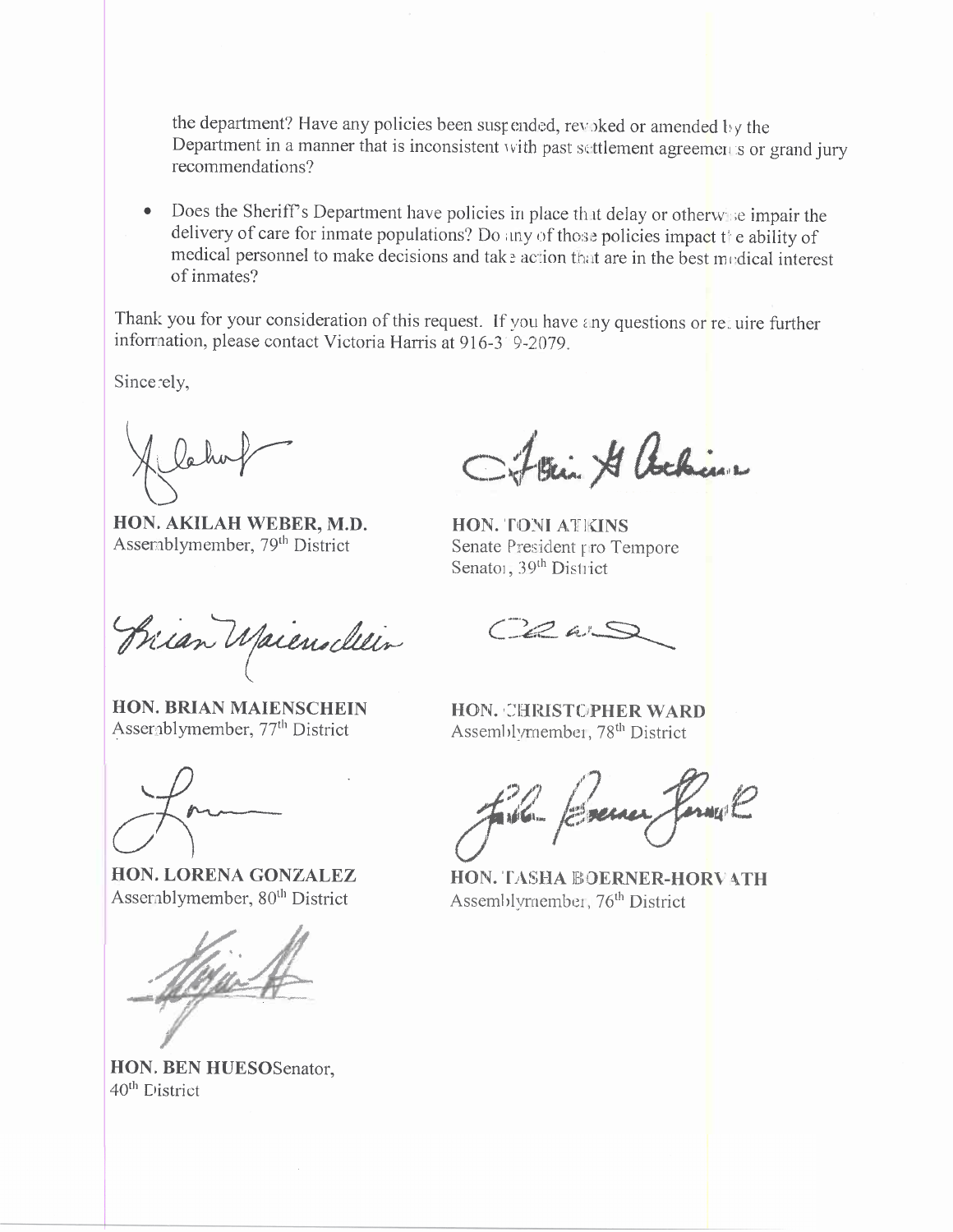the department? Have any policies been suspended, revoked or amended by the Department in a manner that is inconsistent with past settlement agreements or grand jury recommendations?

- Does the Sheriff's Department have policies in place that delay or otherwise impair the delivery of care for inmate populations? Do any of those policies impact the ability of medical personnel to make decisions and take action that are in the best medical interest of inmates?

Thank you for your consideration of this request. If you have any questions or require further information, please contact Victoria Harris at 916-3 9-2079.

Sincerely,

**HON. AKILAH WEBER, M.D.**
Assemblymember, 79th District

**HON. TONI ATKINS**
Senate President pro Tempore
Senator, 39th District

**HON. BRIAN MAIENSCHEIN**
Assemblymember, 77th District

**HON. CHRISTOPHER WARD**
Assemblymember, 78th District

**HON. LORENA GONZALEZ**
Assemblymember, 80th District

**HON. TASHA BOERNER-HORVATH**
Assemblymember, 76th District

**HON. BEN HUESO**Senator,
40th District